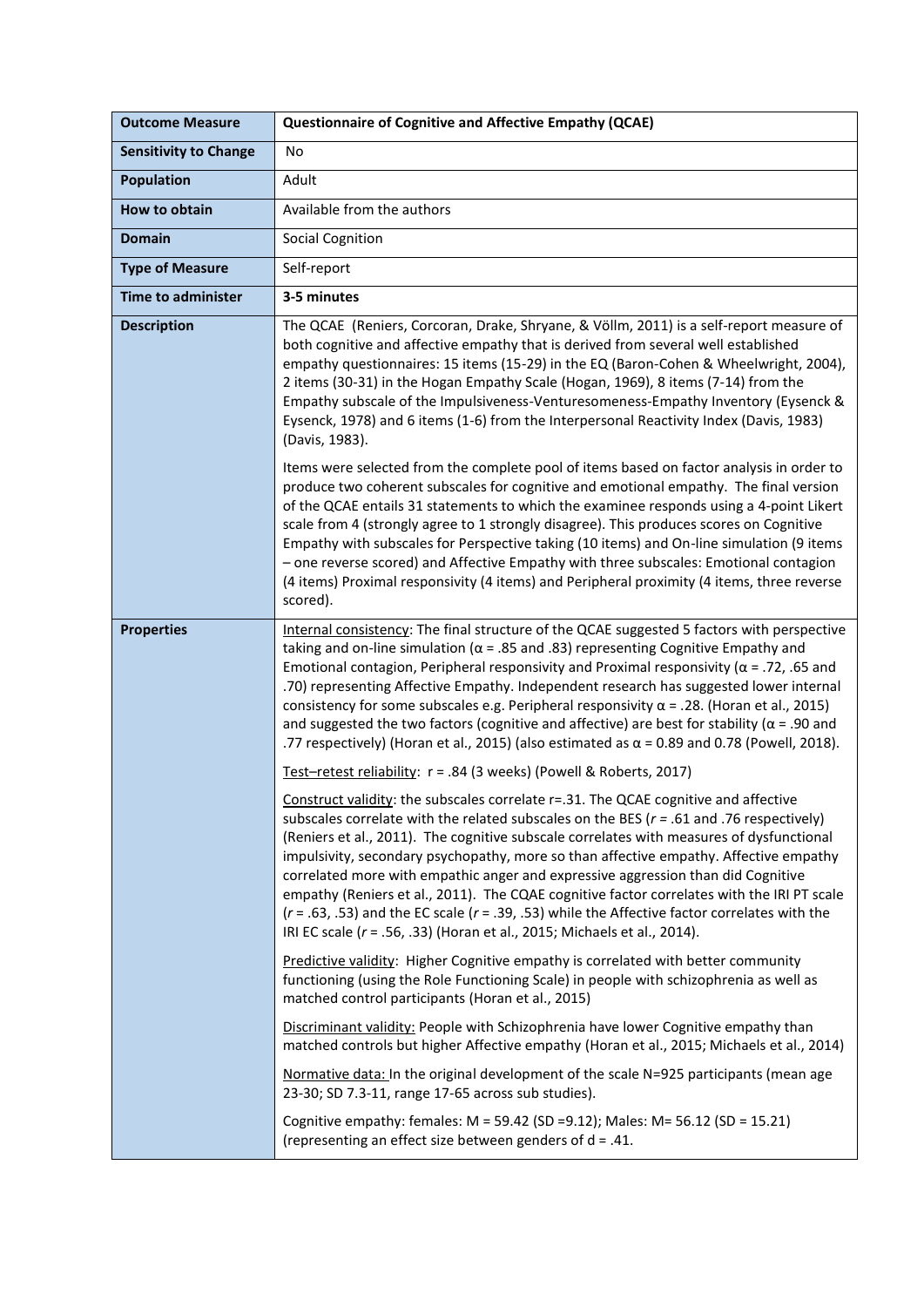| **Outcome Measure** | **Questionnaire of Cognitive and Affective Empathy (QCAE)** |
|---|---|
| **Sensitivity to Change** | No |
| **Population** | Adult |
| **How to obtain** | Available from the authors |
| **Domain** | Social Cognition |
| **Type of Measure** | Self-report |
| **Time to administer** | **3-5 minutes** |
| **Description** | The QCAE (Reniers, Corcoran, Drake, Shryane, & Völlm, 2011) is a self-report measure of both cognitive and affective empathy that is derived from several well established empathy questionnaires: 15 items (15-29) in the EQ (Baron-Cohen & Wheelwright, 2004), 2 items (30-31) in the Hogan Empathy Scale (Hogan, 1969), 8 items (7-14) from the Empathy subscale of the Impulsiveness-Venturesomeness-Empathy Inventory (Eysenck & Eysenck, 1978) and 6 items (1-6) from the Interpersonal Reactivity Index (Davis, 1983) (Davis, 1983).<br><br>Items were selected from the complete pool of items based on factor analysis in order to produce two coherent subscales for cognitive and emotional empathy. The final version of the QCAE entails 31 statements to which the examinee responds using a 4-point Likert scale from 4 (strongly agree to 1 strongly disagree). This produces scores on Cognitive Empathy with subscales for Perspective taking (10 items) and On-line simulation (9 items – one reverse scored) and Affective Empathy with three subscales: Emotional contagion (4 items) Proximal responsivity (4 items) and Peripheral proximity (4 items, three reverse scored). |
| **Properties** | <u>Internal consistency</u>: The final structure of the QCAE suggested 5 factors with perspective taking and on-line simulation ($\alpha$ = .85 and .83) representing Cognitive Empathy and Emotional contagion, Peripheral responsivity and Proximal responsivity ($\alpha$ = .72, .65 and .70) representing Affective Empathy. Independent research has suggested lower internal consistency for some subscales e.g. Peripheral responsivity $\alpha$ = .28. (Horan et al., 2015) and suggested the two factors (cognitive and affective) are best for stability ($\alpha$ = .90 and .77 respectively) (Horan et al., 2015) (also estimated as $\alpha$ = 0.89 and 0.78 (Powell, 2018).<br><br><u>Test–retest reliability</u>: r = .84 (3 weeks) (Powell & Roberts, 2017)<br><br><u>Construct validity</u>: the subscales correlate r=.31. The QCAE cognitive and affective subscales correlate with the related subscales on the BES (*r* = .61 and .76 respectively) (Reniers et al., 2011). The cognitive subscale correlates with measures of dysfunctional impulsivity, secondary psychopathy, more so than affective empathy. Affective empathy correlated more with empathic anger and expressive aggression than did Cognitive empathy (Reniers et al., 2011). The CQAE cognitive factor correlates with the IRI PT scale (*r* = .63, .53) and the EC scale (*r* = .39, .53) while the Affective factor correlates with the IRI EC scale (*r* = .56, .33) (Horan et al., 2015; Michaels et al., 2014).<br><br><u>Predictive validity</u>: Higher Cognitive empathy is correlated with better community functioning (using the Role Functioning Scale) in people with schizophrenia as well as matched control participants (Horan et al., 2015)<br><br><u>Discriminant validity:</u> People with Schizophrenia have lower Cognitive empathy than matched controls but higher Affective empathy (Horan et al., 2015; Michaels et al., 2014)<br><br><u>Normative data:</u> In the original development of the scale N=925 participants (mean age 23-30; SD 7.3-11, range 17-65 across sub studies).<br><br>Cognitive empathy: females: M = 59.42 (SD =9.12); Males: M= 56.12 (SD = 15.21) (representing an effect size between genders of d = .41. |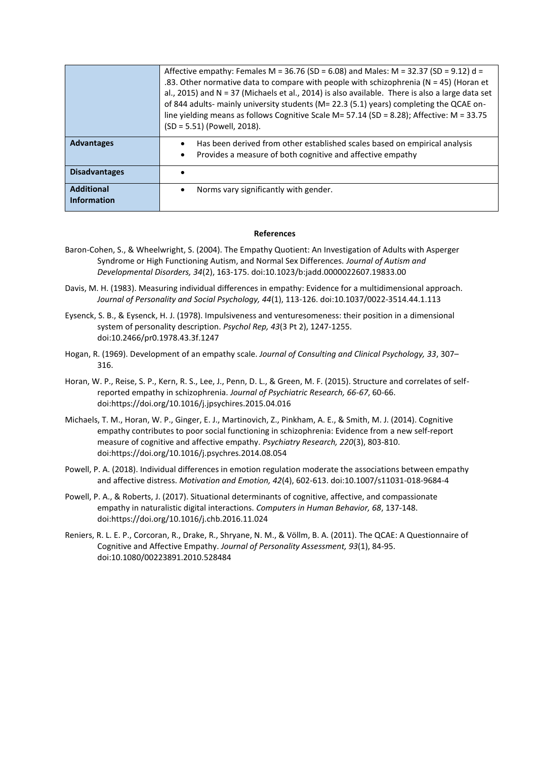| | |
|---|---|
| | Affective empathy: Females M = 36.76 (SD = 6.08) and Males: M = 32.37 (SD = 9.12) d = .83. Other normative data to compare with people with schizophrenia (N = 45) (Horan et al., 2015) and N = 37 (Michaels et al., 2014) is also available. There is also a large data set of 844 adults- mainly university students (M= 22.3 (5.1) years) completing the QCAE on-line yielding means as follows Cognitive Scale M= 57.14 (SD = 8.28); Affective: M = 33.75 (SD = 5.51) (Powell, 2018). |
| **Advantages** | • Has been derived from other established scales based on empirical analysis<br>• Provides a measure of both cognitive and affective empathy |
| **Disadvantages** | • |
| **Additional Information** | • Norms vary significantly with gender. |

**References**

Baron-Cohen, S., & Wheelwright, S. (2004). The Empathy Quotient: An Investigation of Adults with Asperger Syndrome or High Functioning Autism, and Normal Sex Differences. *Journal of Autism and Developmental Disorders, 34*(2), 163-175. doi:10.1023/b:jadd.0000022607.19833.00

Davis, M. H. (1983). Measuring individual differences in empathy: Evidence for a multidimensional approach. *Journal of Personality and Social Psychology, 44*(1), 113-126. doi:10.1037/0022-3514.44.1.113

Eysenck, S. B., & Eysenck, H. J. (1978). Impulsiveness and venturesomeness: their position in a dimensional system of personality description. *Psychol Rep, 43*(3 Pt 2), 1247-1255. doi:10.2466/pr0.1978.43.3f.1247

Hogan, R. (1969). Development of an empathy scale. *Journal of Consulting and Clinical Psychology, 33*, 307–316.

Horan, W. P., Reise, S. P., Kern, R. S., Lee, J., Penn, D. L., & Green, M. F. (2015). Structure and correlates of self-reported empathy in schizophrenia. *Journal of Psychiatric Research, 66-67*, 60-66. doi:https://doi.org/10.1016/j.jpsychires.2015.04.016

Michaels, T. M., Horan, W. P., Ginger, E. J., Martinovich, Z., Pinkham, A. E., & Smith, M. J. (2014). Cognitive empathy contributes to poor social functioning in schizophrenia: Evidence from a new self-report measure of cognitive and affective empathy. *Psychiatry Research, 220*(3), 803-810. doi:https://doi.org/10.1016/j.psychres.2014.08.054

Powell, P. A. (2018). Individual differences in emotion regulation moderate the associations between empathy and affective distress. *Motivation and Emotion, 42*(4), 602-613. doi:10.1007/s11031-018-9684-4

Powell, P. A., & Roberts, J. (2017). Situational determinants of cognitive, affective, and compassionate empathy in naturalistic digital interactions. *Computers in Human Behavior, 68*, 137-148. doi:https://doi.org/10.1016/j.chb.2016.11.024

Reniers, R. L. E. P., Corcoran, R., Drake, R., Shryane, N. M., & Völlm, B. A. (2011). The QCAE: A Questionnaire of Cognitive and Affective Empathy. *Journal of Personality Assessment, 93*(1), 84-95. doi:10.1080/00223891.2010.528484